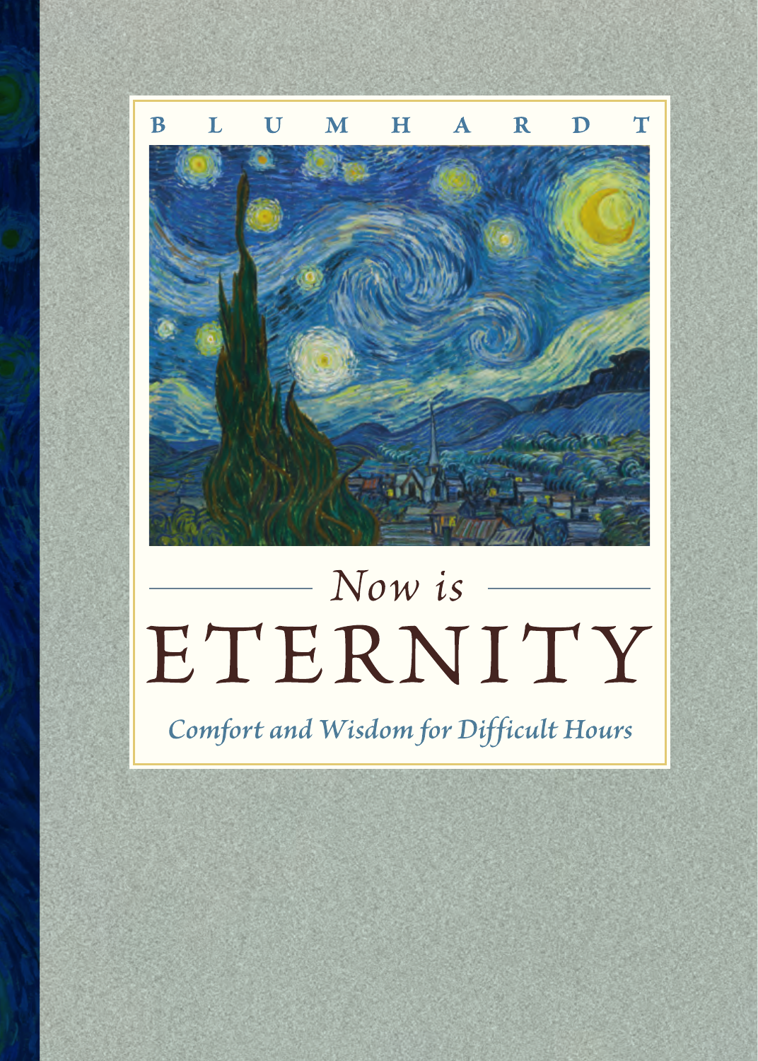BLUMHARDT

# *Now is* ETERNITY

*Comfort and Wisdom for Difficult Hours*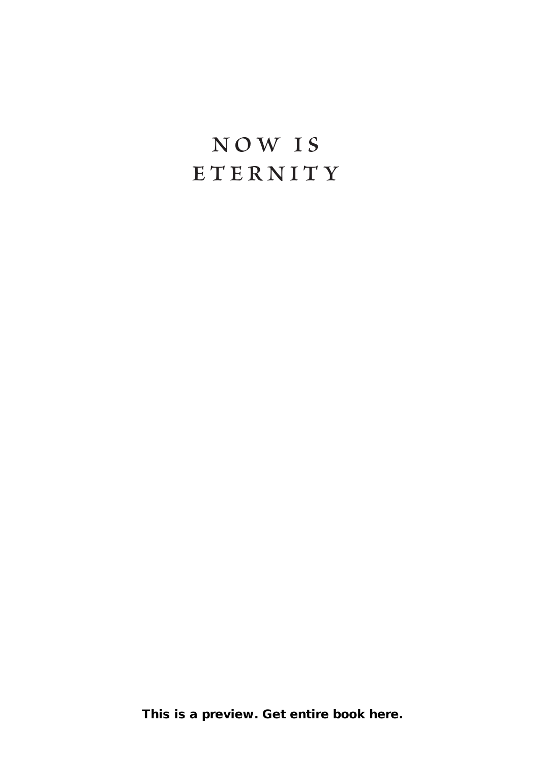# NOW IS ETERNITY

**This is a preview. Get entire book here.**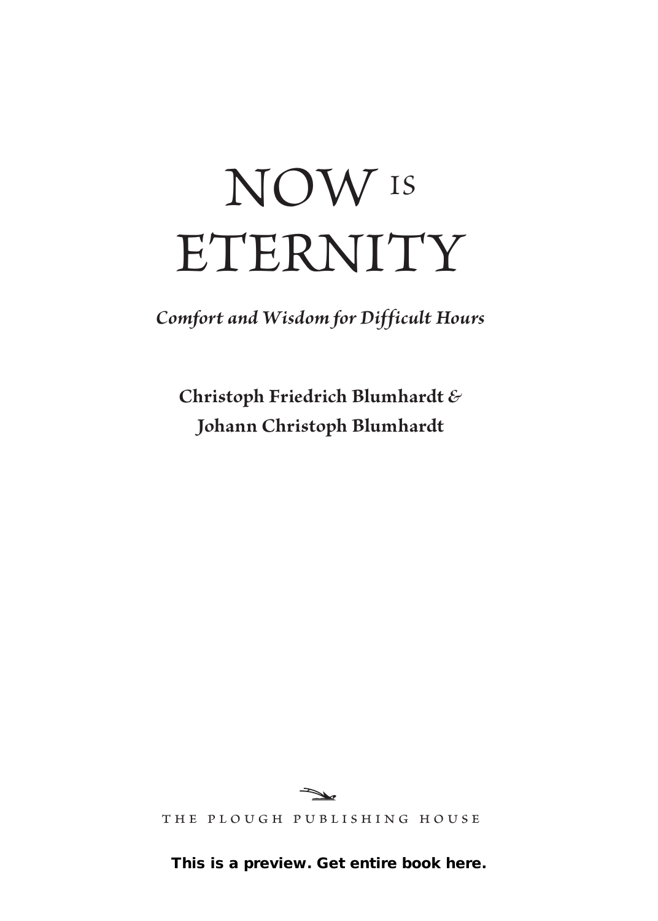# NOW IS ETERNITY

*Comfort and Wisdom for Difficult Hours*

**Christoph Friedrich Blumhardt & Johann Christoph Blumhardt**

THE PLOUGH PUBLISHING HOUSE

**This is a preview. Get entire book here.**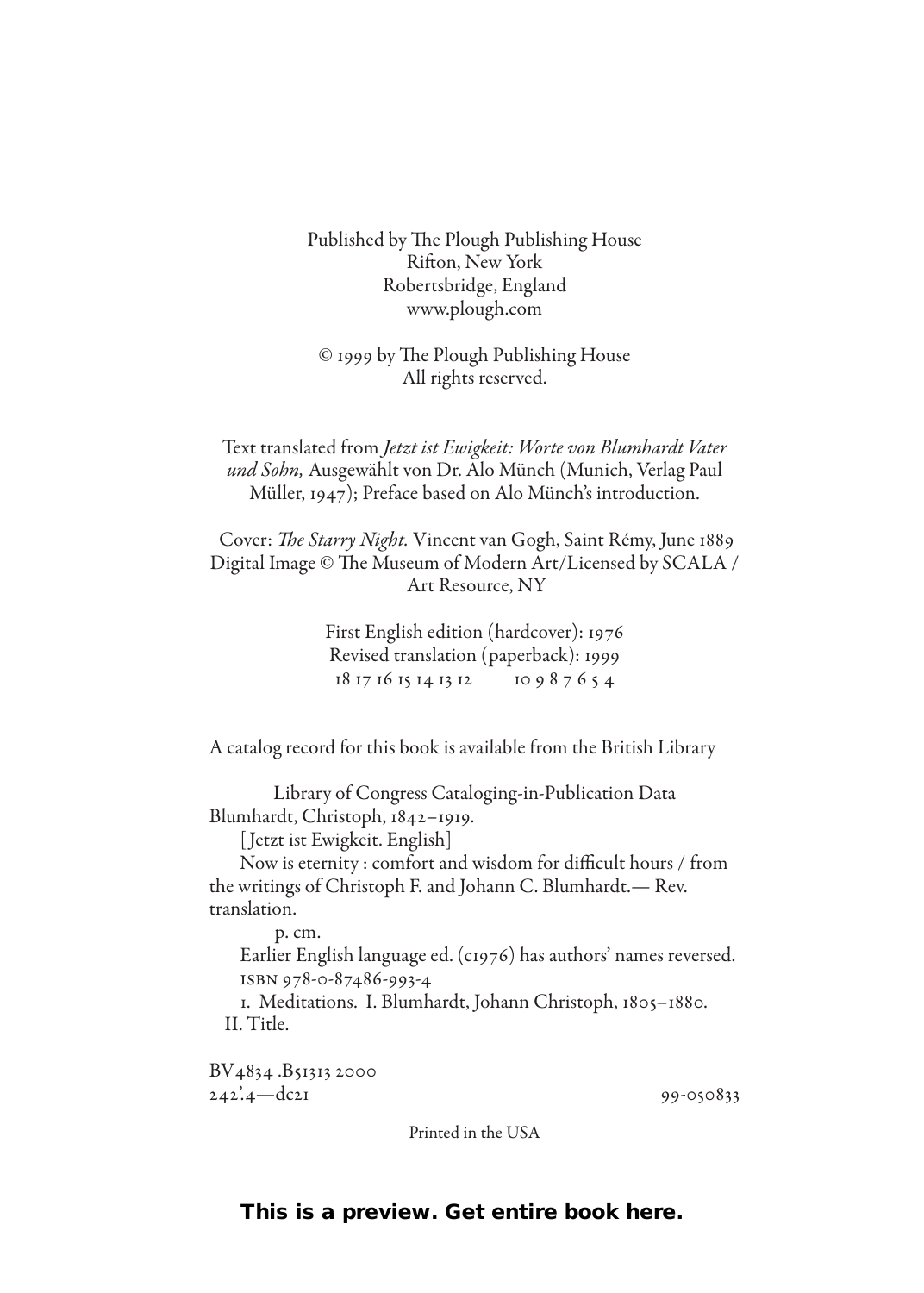Published by The Plough Publishing House
Rifton, New York
Robertsbridge, England
www.plough.com

© 1999 by The Plough Publishing House
All rights reserved.

Text translated from *Jetzt ist Ewigkeit: Worte von Blumhardt Vater und Sohn,* Ausgewählt von Dr. Alo Münch (Munich, Verlag Paul Müller, 1947); Preface based on Alo Münch's introduction.

Cover: *The Starry Night.* Vincent van Gogh, Saint Rémy, June 1889
Digital Image © The Museum of Modern Art/Licensed by SCALA / Art Resource, NY

First English edition (hardcover): 1976
Revised translation (paperback): 1999
18 17 16 15 14 13 12 10 9 8 7 6 5 4

A catalog record for this book is available from the British Library

Library of Congress Cataloging-in-Publication Data
Blumhardt, Christoph, 1842–1919.
[Jetzt ist Ewigkeit. English]
Now is eternity : comfort and wisdom for difficult hours / from the writings of Christoph F. and Johann C. Blumhardt.— Rev. translation.
p. cm.
Earlier English language ed. (c1976) has authors' names reversed.
ISBN 978-0-87486-993-4
1. Meditations. I. Blumhardt, Johann Christoph, 1805–1880.
II. Title.

BV4834 .B51313 2000
242'.4—dc21 99-050833

Printed in the USA

**This is a preview. Get entire book here.**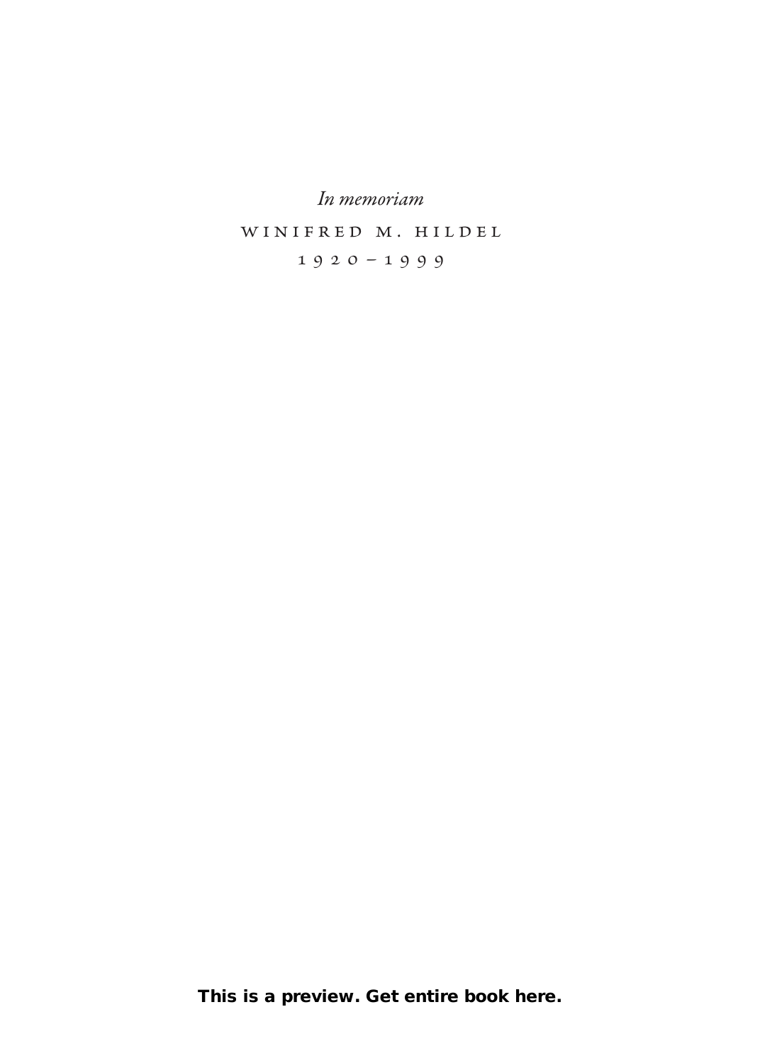*In memoriam*

WINIFRED M. HILDEL

1920–1999

**This is a preview. Get entire book here.**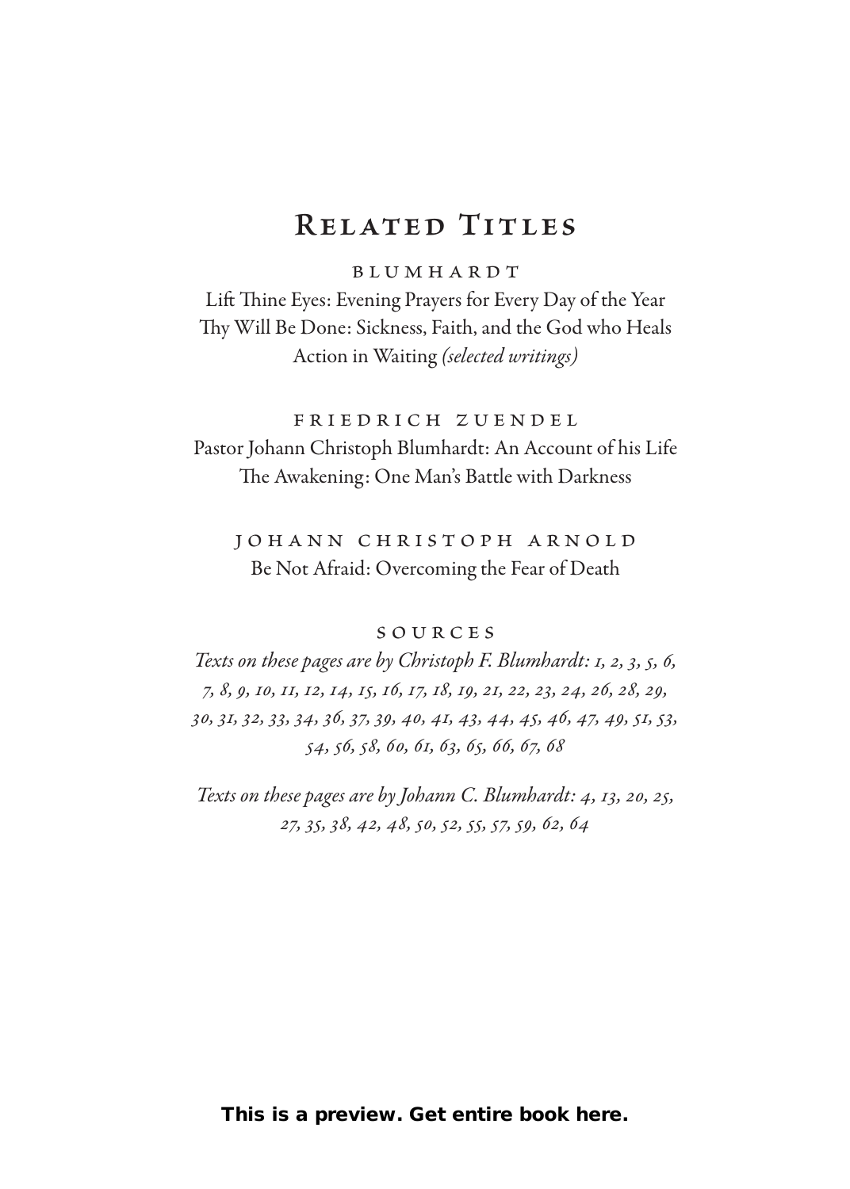# Related Titles

BLUMHARDT

Lift Thine Eyes: Evening Prayers for Every Day of the Year
Thy Will Be Done: Sickness, Faith, and the God who Heals
Action in Waiting *(selected writings)*

FRIEDRICH ZUENDEL

Pastor Johann Christoph Blumhardt: An Account of his Life
The Awakening: One Man's Battle with Darkness

JOHANN CHRISTOPH ARNOLD

Be Not Afraid: Overcoming the Fear of Death

SOURCES

*Texts on these pages are by Christoph F. Blumhardt: 1, 2, 3, 5, 6, 7, 8, 9, 10, 11, 12, 14, 15, 16, 17, 18, 19, 21, 22, 23, 24, 26, 28, 29, 30, 31, 32, 33, 34, 36, 37, 39, 40, 41, 43, 44, 45, 46, 47, 49, 51, 53, 54, 56, 58, 60, 61, 63, 65, 66, 67, 68*

*Texts on these pages are by Johann C. Blumhardt: 4, 13, 20, 25, 27, 35, 38, 42, 48, 50, 52, 55, 57, 59, 62, 64*

**This is a preview. Get entire book here.**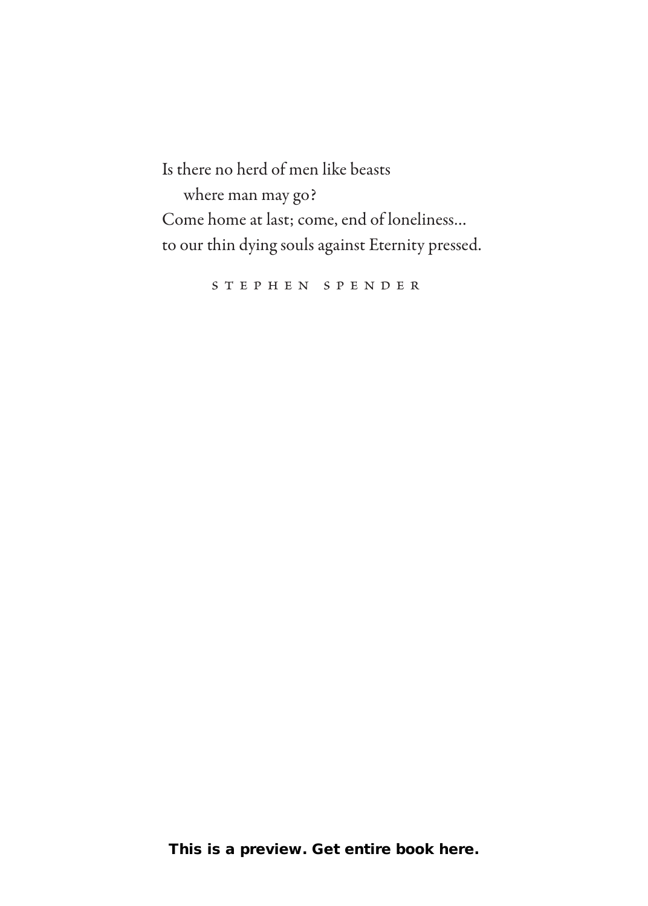Is there no herd of men like beasts
    where man may go?
Come home at last; come, end of loneliness...
to our thin dying souls against Eternity pressed.

STEPHEN SPENDER

**This is a preview. Get entire book here.**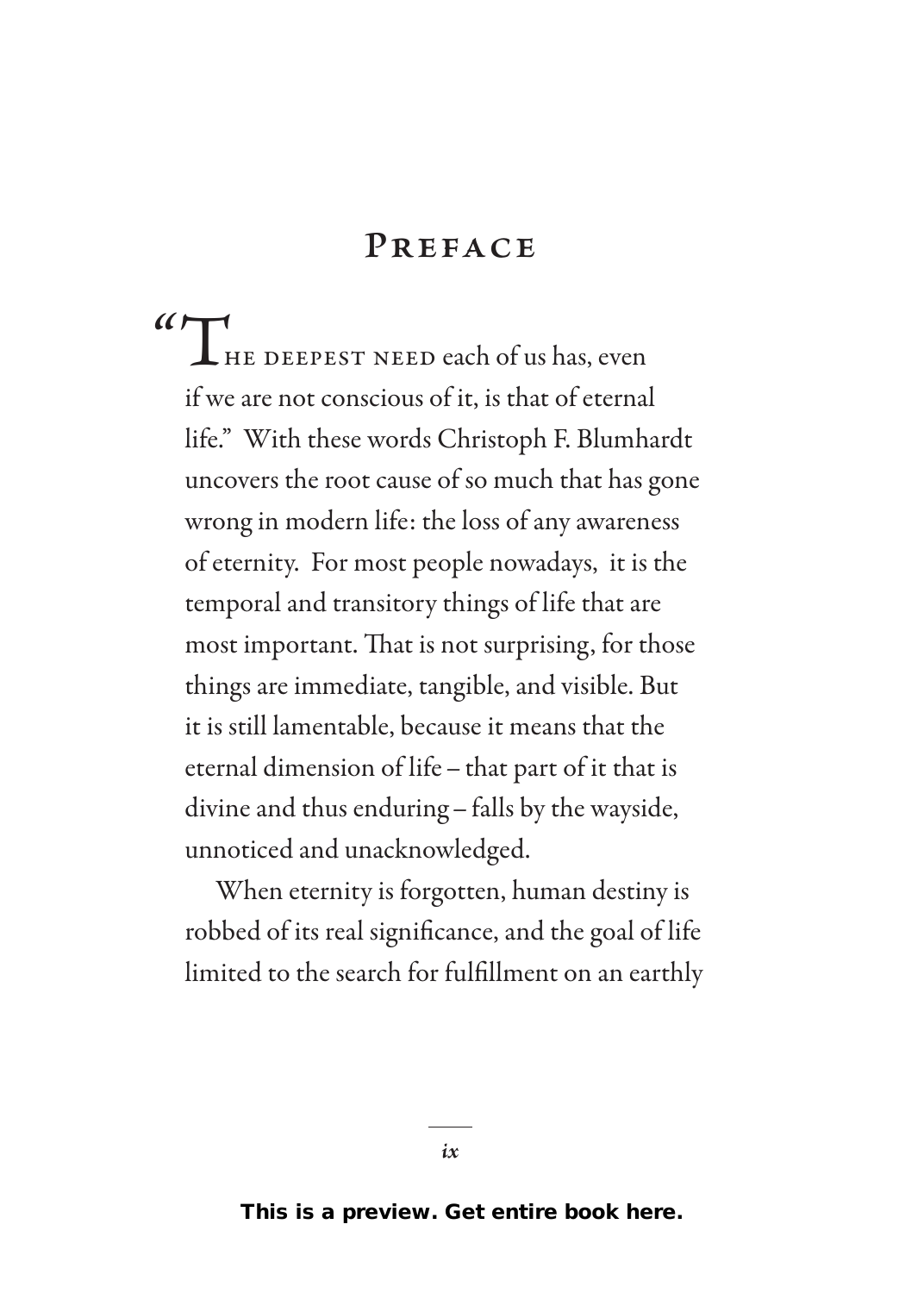# Preface

"The deepest need each of us has, even if we are not conscious of it, is that of eternal life." With these words Christoph F. Blumhardt uncovers the root cause of so much that has gone wrong in modern life: the loss of any awareness of eternity. For most people nowadays, it is the temporal and transitory things of life that are most important. That is not surprising, for those things are immediate, tangible, and visible. But it is still lamentable, because it means that the eternal dimension of life – that part of it that is divine and thus enduring – falls by the wayside, unnoticed and unacknowledged.

When eternity is forgotten, human destiny is robbed of its real significance, and the goal of life limited to the search for fulfillment on an earthly

This is a preview. Get entire book here.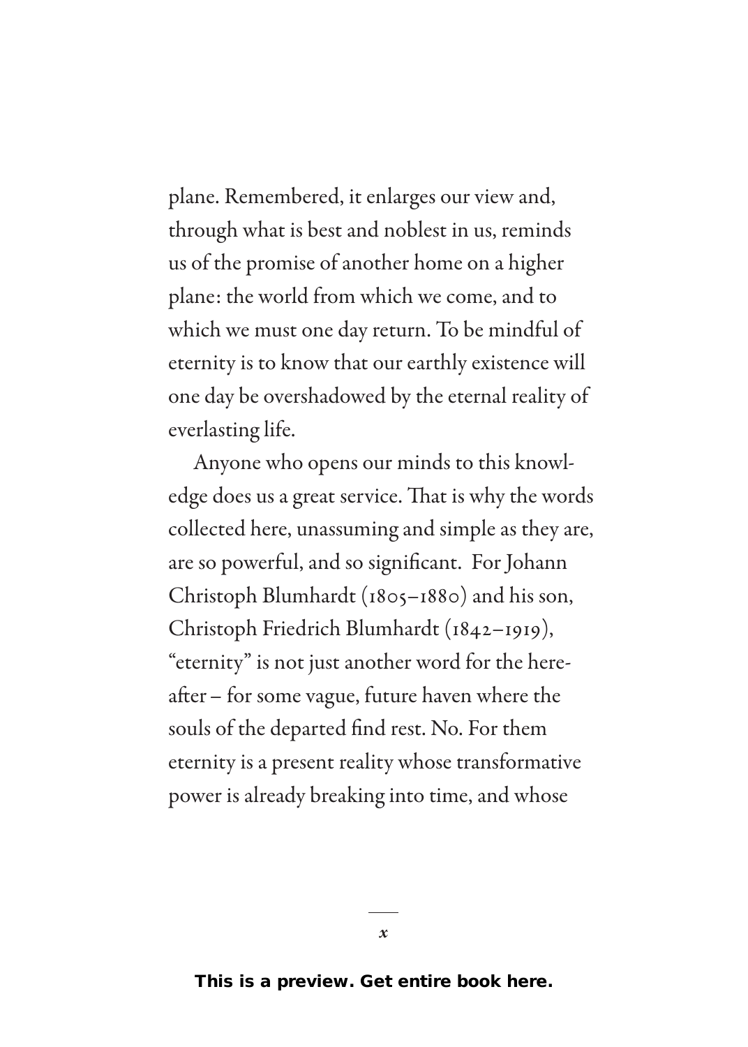plane. Remembered, it enlarges our view and, through what is best and noblest in us, reminds us of the promise of another home on a higher plane: the world from which we come, and to which we must one day return. To be mindful of eternity is to know that our earthly existence will one day be overshadowed by the eternal reality of everlasting life.

Anyone who opens our minds to this knowledge does us a great service. That is why the words collected here, unassuming and simple as they are, are so powerful, and so significant. For Johann Christoph Blumhardt (1805–1880) and his son, Christoph Friedrich Blumhardt (1842–1919), "eternity" is not just another word for the hereafter – for some vague, future haven where the souls of the departed find rest. No. For them eternity is a present reality whose transformative power is already breaking into time, and whose

**This is a preview. Get entire book here.**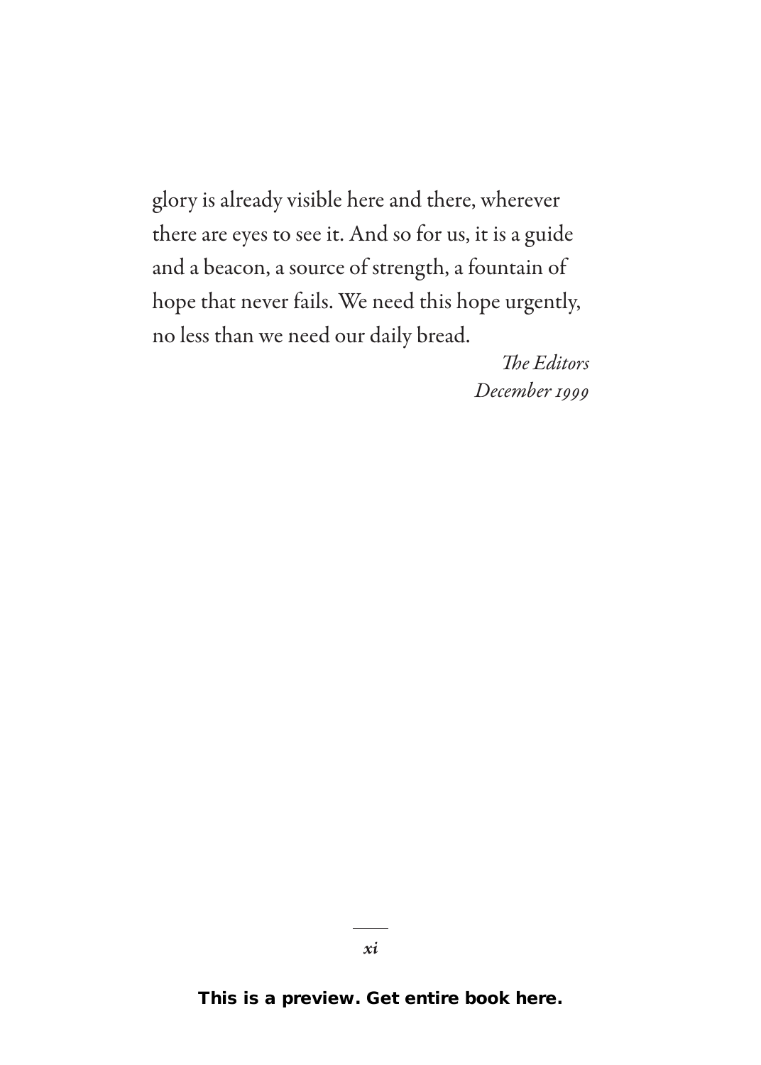glory is already visible here and there, wherever there are eyes to see it. And so for us, it is a guide and a beacon, a source of strength, a fountain of hope that never fails. We need this hope urgently, no less than we need our daily bread.

*The Editors*
*December 1999*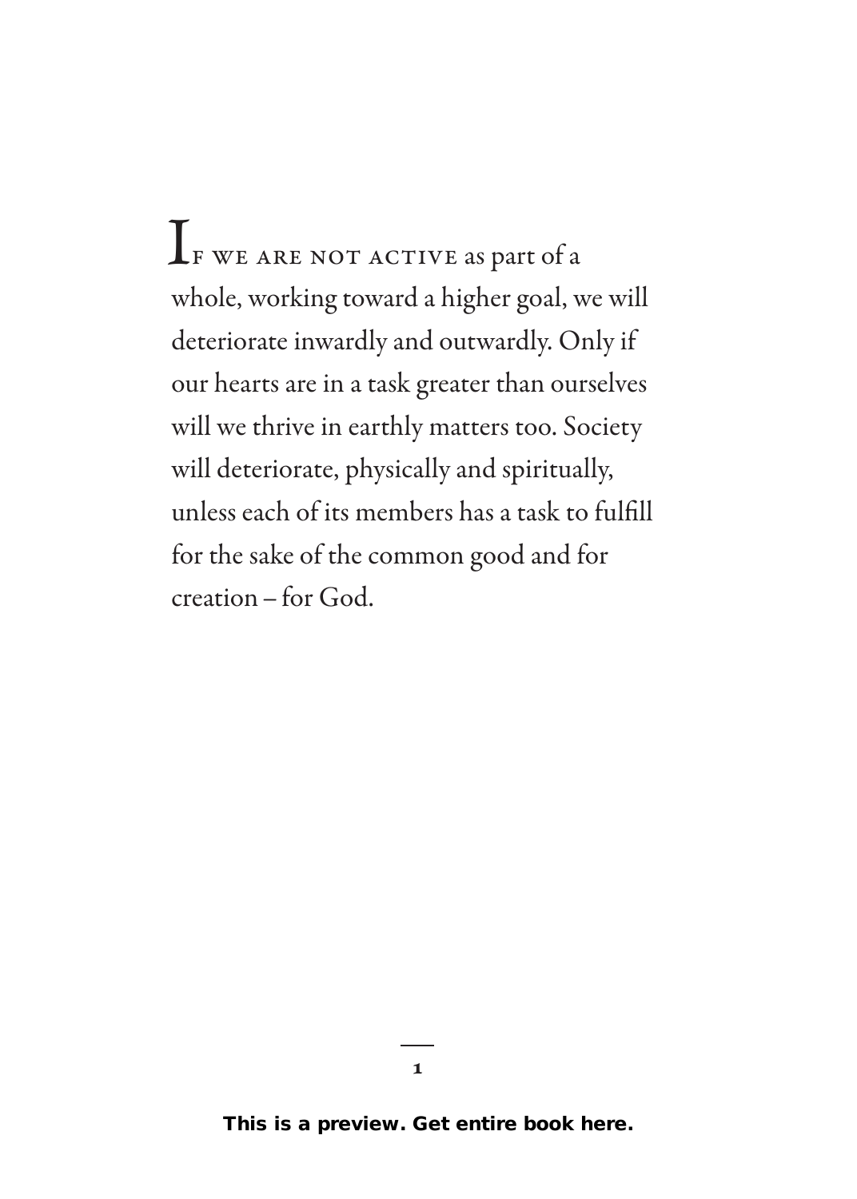If we are not active as part of a whole, working toward a higher goal, we will deteriorate inwardly and outwardly. Only if our hearts are in a task greater than ourselves will we thrive in earthly matters too. Society will deteriorate, physically and spiritually, unless each of its members has a task to fulfill for the sake of the common good and for creation – for God.

**This is a preview. Get entire book here.**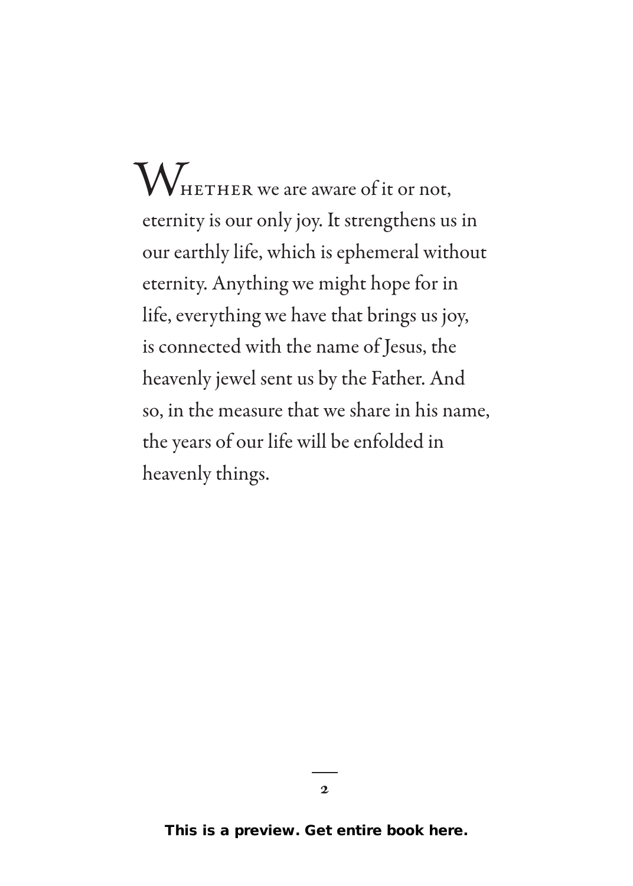WHETHER we are aware of it or not, eternity is our only joy. It strengthens us in our earthly life, which is ephemeral without eternity. Anything we might hope for in life, everything we have that brings us joy, is connected with the name of Jesus, the heavenly jewel sent us by the Father. And so, in the measure that we share in his name, the years of our life will be enfolded in heavenly things.

**This is a preview. Get entire book here.**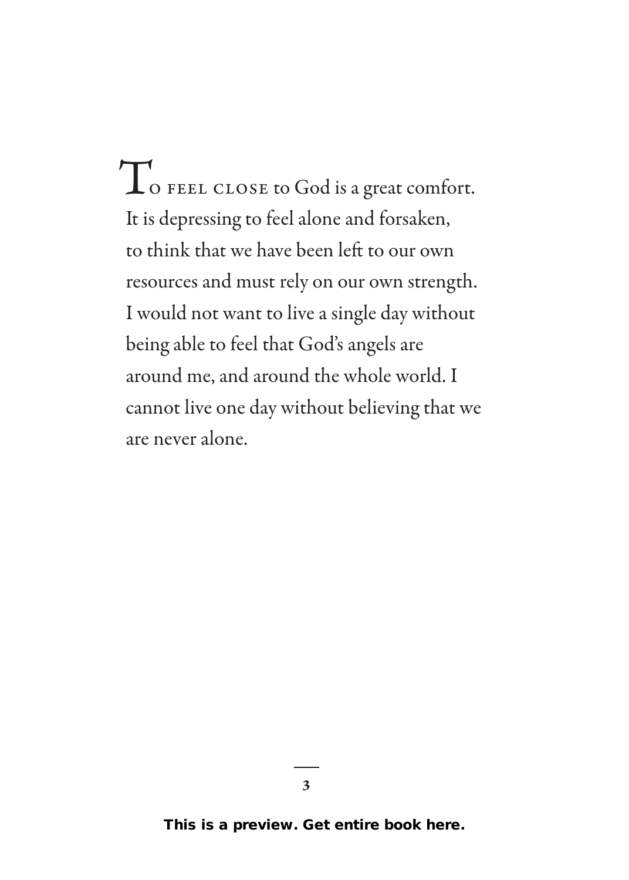To feel close to God is a great comfort. It is depressing to feel alone and forsaken, to think that we have been left to our own resources and must rely on our own strength. I would not want to live a single day without being able to feel that God's angels are around me, and around the whole world. I cannot live one day without believing that we are never alone.

**This is a preview. Get entire book here.**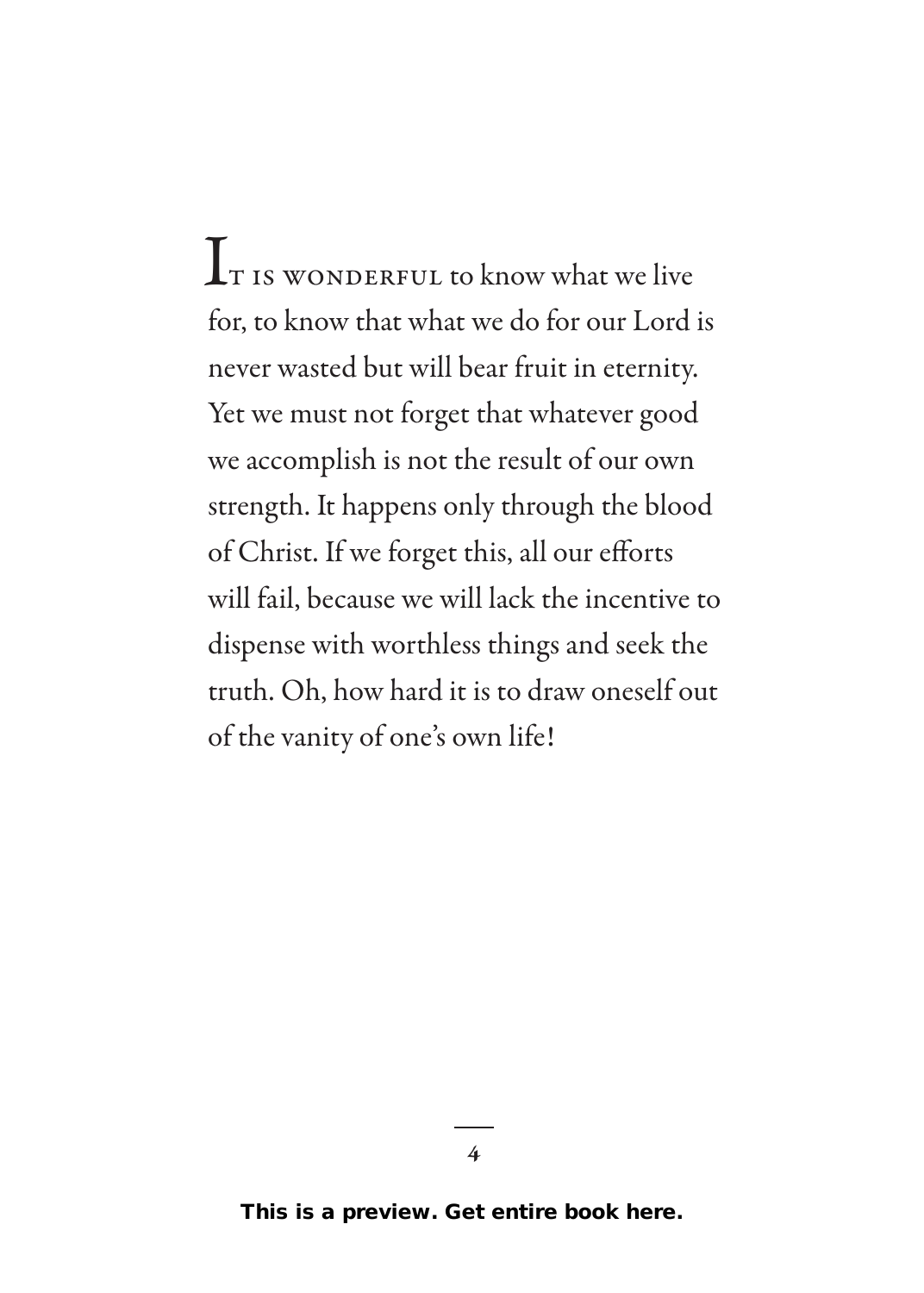It is wonderful to know what we live for, to know that what we do for our Lord is never wasted but will bear fruit in eternity. Yet we must not forget that whatever good we accomplish is not the result of our own strength. It happens only through the blood of Christ. If we forget this, all our efforts will fail, because we will lack the incentive to dispense with worthless things and seek the truth. Oh, how hard it is to draw oneself out of the vanity of one's own life!

**This is a preview. Get entire book here.**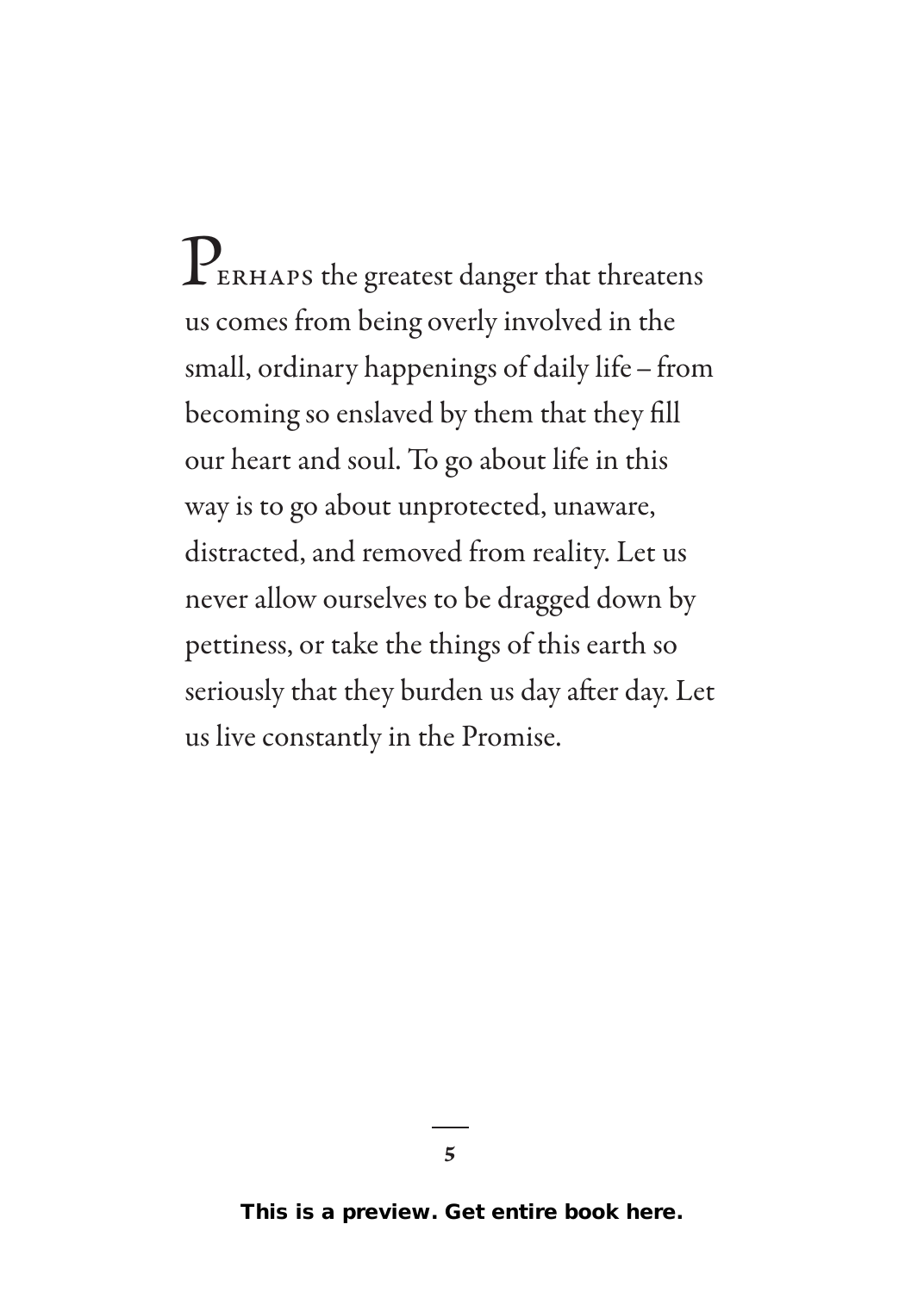PERHAPS the greatest danger that threatens us comes from being overly involved in the small, ordinary happenings of daily life – from becoming so enslaved by them that they fill our heart and soul. To go about life in this way is to go about unprotected, unaware, distracted, and removed from reality. Let us never allow ourselves to be dragged down by pettiness, or take the things of this earth so seriously that they burden us day after day. Let us live constantly in the Promise.

**This is a preview. Get entire book here.**